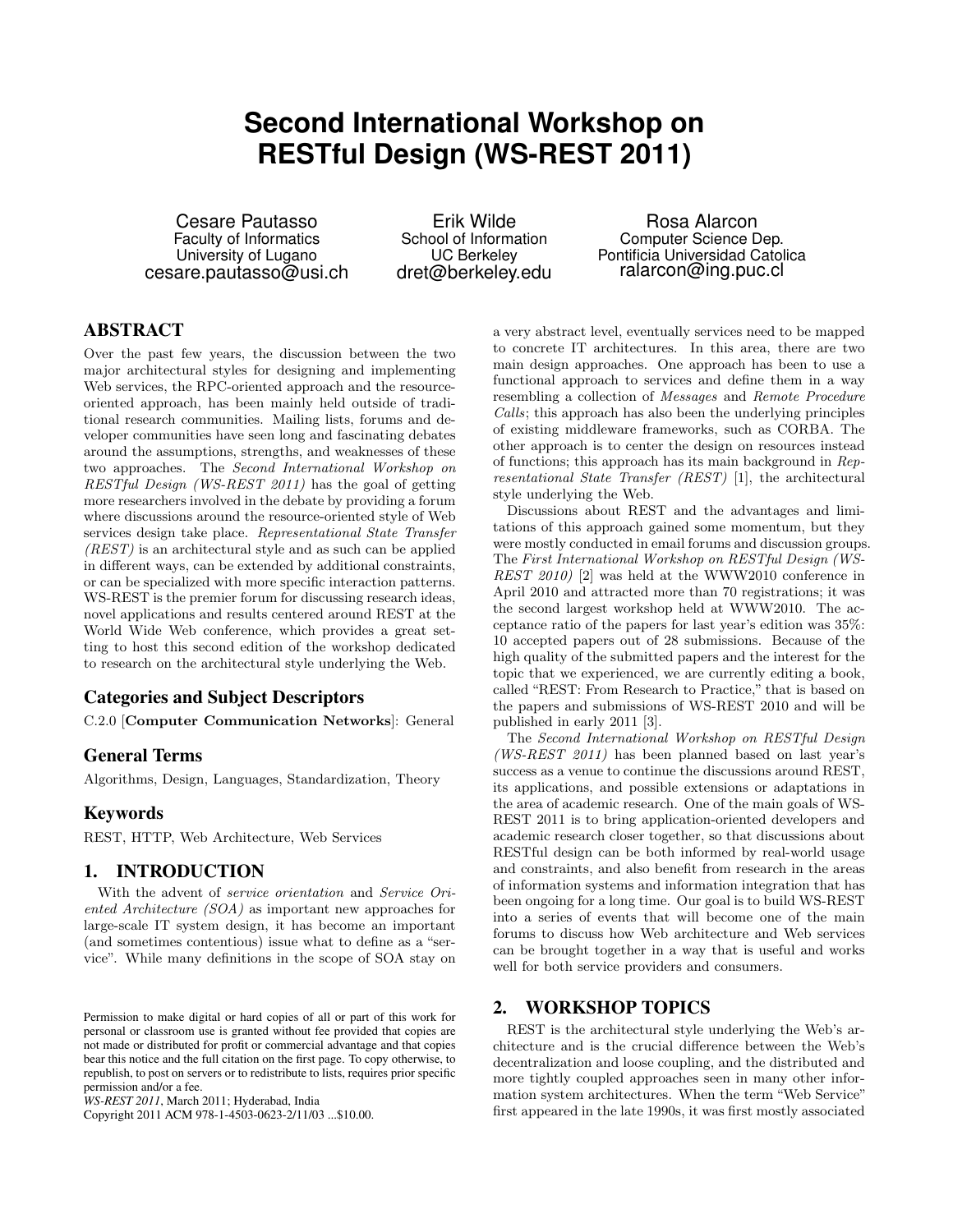# Second International Workshop on RESTful Design (WS-REST 2011)

Cesare Pautasso
Faculty of Informatics
University of Lugano
cesare.pautasso@usi.ch

Erik Wilde
School of Information
UC Berkeley
dret@berkeley.edu

Rosa Alarcon
Computer Science Dep.
Pontificia Universidad Catolica
ralarcon@ing.puc.cl

## ABSTRACT

Over the past few years, the discussion between the two major architectural styles for designing and implementing Web services, the RPC-oriented approach and the resource-oriented approach, has been mainly held outside of traditional research communities. Mailing lists, forums and developer communities have seen long and fascinating debates around the assumptions, strengths, and weaknesses of these two approaches. The *Second International Workshop on RESTful Design (WS-REST 2011)* has the goal of getting more researchers involved in the debate by providing a forum where discussions around the resource-oriented style of Web services design take place. *Representational State Transfer (REST)* is an architectural style and as such can be applied in different ways, can be extended by additional constraints, or can be specialized with more specific interaction patterns. WS-REST is the premier forum for discussing research ideas, novel applications and results centered around REST at the World Wide Web conference, which provides a great setting to host this second edition of the workshop dedicated to research on the architectural style underlying the Web.

### Categories and Subject Descriptors

C.2.0 [**Computer Communication Networks**]: General

### General Terms

Algorithms, Design, Languages, Standardization, Theory

### Keywords

REST, HTTP, Web Architecture, Web Services

## 1. INTRODUCTION

With the advent of *service orientation* and *Service Oriented Architecture (SOA)* as important new approaches for large-scale IT system design, it has become an important (and sometimes contentious) issue what to define as a "service". While many definitions in the scope of SOA stay on a very abstract level, eventually services need to be mapped to concrete IT architectures. In this area, there are two main design approaches. One approach has been to use a functional approach to services and define them in a way resembling a collection of *Messages* and *Remote Procedure Calls*; this approach has also been the underlying principles of existing middleware frameworks, such as CORBA. The other approach is to center the design on resources instead of functions; this approach has its main background in *Representational State Transfer (REST)* [1], the architectural style underlying the Web.

Discussions about REST and the advantages and limitations of this approach gained some momentum, but they were mostly conducted in email forums and discussion groups. The *First International Workshop on RESTful Design (WS-REST 2010)* [2] was held at the WWW2010 conference in April 2010 and attracted more than 70 registrations; it was the second largest workshop held at WWW2010. The acceptance ratio of the papers for last year's edition was 35%: 10 accepted papers out of 28 submissions. Because of the high quality of the submitted papers and the interest for the topic that we experienced, we are currently editing a book, called "REST: From Research to Practice," that is based on the papers and submissions of WS-REST 2010 and will be published in early 2011 [3].

The *Second International Workshop on RESTful Design (WS-REST 2011)* has been planned based on last year's success as a venue to continue the discussions around REST, its applications, and possible extensions or adaptations in the area of academic research. One of the main goals of WS-REST 2011 is to bring application-oriented developers and academic research closer together, so that discussions about RESTful design can be both informed by real-world usage and constraints, and also benefit from research in the areas of information systems and information integration that has been ongoing for a long time. Our goal is to build WS-REST into a series of events that will become one of the main forums to discuss how Web architecture and Web services can be brought together in a way that is useful and works well for both service providers and consumers.

## 2. WORKSHOP TOPICS

REST is the architectural style underlying the Web's architecture and is the crucial difference between the Web's decentralization and loose coupling, and the distributed and more tightly coupled approaches seen in many other information system architectures. When the term "Web Service" first appeared in the late 1990s, it was first mostly associated

Permission to make digital or hard copies of all or part of this work for personal or classroom use is granted without fee provided that copies are not made or distributed for profit or commercial advantage and that copies bear this notice and the full citation on the first page. To copy otherwise, to republish, to post on servers or to redistribute to lists, requires prior specific permission and/or a fee.
*WS-REST 2011*, March 2011; Hyderabad, India
Copyright 2011 ACM 978-1-4503-0623-2/11/03 ...$10.00.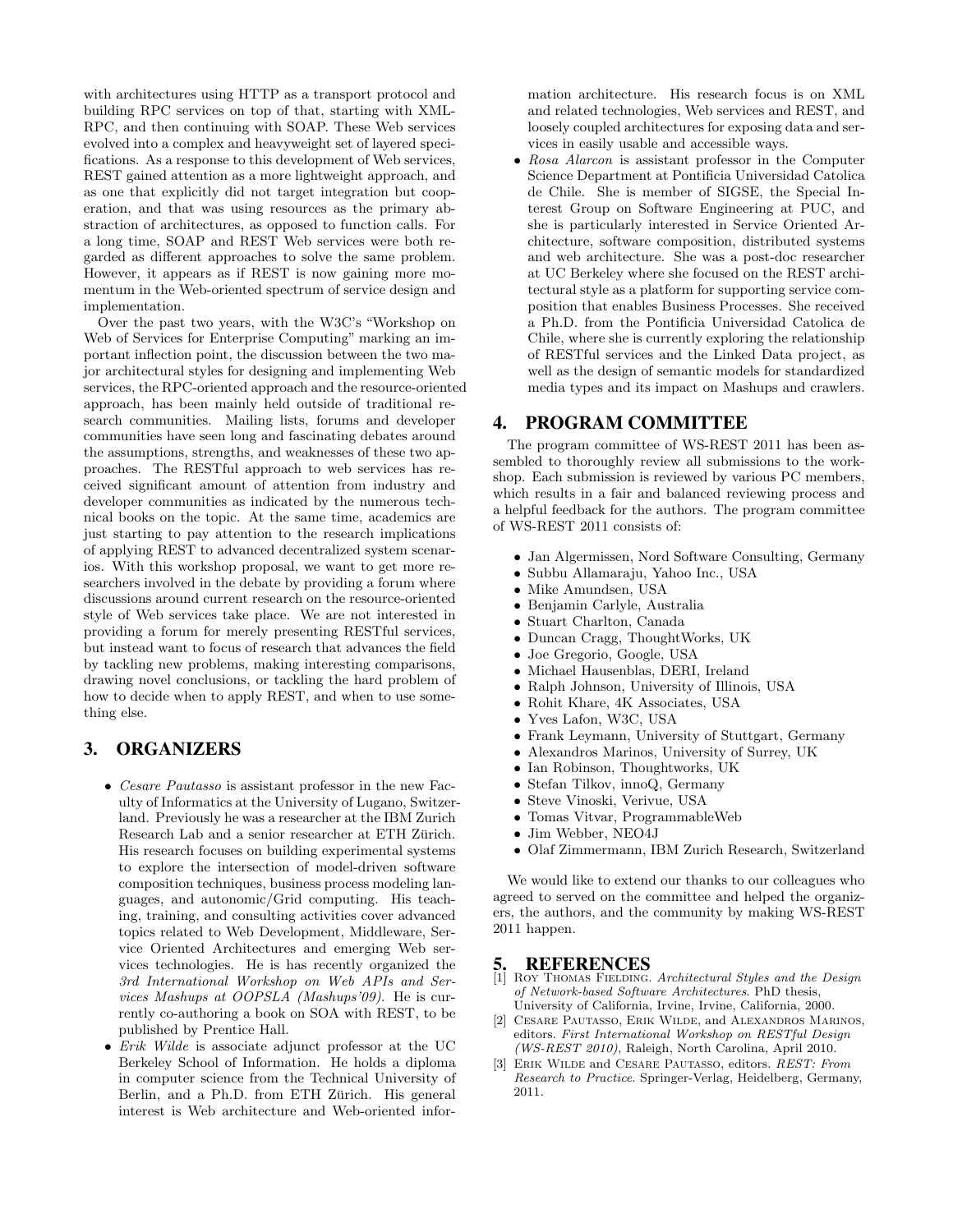with architectures using HTTP as a transport protocol and building RPC services on top of that, starting with XML-RPC, and then continuing with SOAP. These Web services evolved into a complex and heavyweight set of layered specifications. As a response to this development of Web services, REST gained attention as a more lightweight approach, and as one that explicitly did not target integration but cooperation, and that was using resources as the primary abstraction of architectures, as opposed to function calls. For a long time, SOAP and REST Web services were both regarded as different approaches to solve the same problem. However, it appears as if REST is now gaining more momentum in the Web-oriented spectrum of service design and implementation.

Over the past two years, with the W3C's "Workshop on Web of Services for Enterprise Computing" marking an important inflection point, the discussion between the two major architectural styles for designing and implementing Web services, the RPC-oriented approach and the resource-oriented approach, has been mainly held outside of traditional research communities. Mailing lists, forums and developer communities have seen long and fascinating debates around the assumptions, strengths, and weaknesses of these two approaches. The RESTful approach to web services has received significant amount of attention from industry and developer communities as indicated by the numerous technical books on the topic. At the same time, academics are just starting to pay attention to the research implications of applying REST to advanced decentralized system scenarios. With this workshop proposal, we want to get more researchers involved in the debate by providing a forum where discussions around current research on the resource-oriented style of Web services take place. We are not interested in providing a forum for merely presenting RESTful services, but instead want to focus of research that advances the field by tackling new problems, making interesting comparisons, drawing novel conclusions, or tackling the hard problem of how to decide when to apply REST, and when to use something else.

## 3. ORGANIZERS

- *Cesare Pautasso* is assistant professor in the new Faculty of Informatics at the University of Lugano, Switzerland. Previously he was a researcher at the IBM Zurich Research Lab and a senior researcher at ETH Zürich. His research focuses on building experimental systems to explore the intersection of model-driven software composition techniques, business process modeling languages, and autonomic/Grid computing. His teaching, training, and consulting activities cover advanced topics related to Web Development, Middleware, Service Oriented Architectures and emerging Web services technologies. He is has recently organized the *3rd International Workshop on Web APIs and Services Mashups at OOPSLA (Mashups'09)*. He is currently co-authoring a book on SOA with REST, to be published by Prentice Hall.
- *Erik Wilde* is associate adjunct professor at the UC Berkeley School of Information. He holds a diploma in computer science from the Technical University of Berlin, and a Ph.D. from ETH Zürich. His general interest is Web architecture and Web-oriented information architecture. His research focus is on XML and related technologies, Web services and REST, and loosely coupled architectures for exposing data and services in easily usable and accessible ways.
- *Rosa Alarcon* is assistant professor in the Computer Science Department at Pontificia Universidad Catolica de Chile. She is member of SIGSE, the Special Interest Group on Software Engineering at PUC, and she is particularly interested in Service Oriented Architecture, software composition, distributed systems and web architecture. She was a post-doc researcher at UC Berkeley where she focused on the REST architectural style as a platform for supporting service composition that enables Business Processes. She received a Ph.D. from the Pontificia Universidad Catolica de Chile, where she is currently exploring the relationship of RESTful services and the Linked Data project, as well as the design of semantic models for standardized media types and its impact on Mashups and crawlers.

## 4. PROGRAM COMMITTEE

The program committee of WS-REST 2011 has been assembled to thoroughly review all submissions to the workshop. Each submission is reviewed by various PC members, which results in a fair and balanced reviewing process and a helpful feedback for the authors. The program committee of WS-REST 2011 consists of:

- Jan Algermissen, Nord Software Consulting, Germany
- Subbu Allamaraju, Yahoo Inc., USA
- Mike Amundsen, USA
- Benjamin Carlyle, Australia
- Stuart Charlton, Canada
- Duncan Cragg, ThoughtWorks, UK
- Joe Gregorio, Google, USA
- Michael Hausenblas, DERI, Ireland
- Ralph Johnson, University of Illinois, USA
- Rohit Khare, 4K Associates, USA
- Yves Lafon, W3C, USA
- Frank Leymann, University of Stuttgart, Germany
- Alexandros Marinos, University of Surrey, UK
- Ian Robinson, Thoughtworks, UK
- Stefan Tilkov, innoQ, Germany
- Steve Vinoski, Verivue, USA
- Tomas Vitvar, ProgrammableWeb
- Jim Webber, NEO4J
- Olaf Zimmermann, IBM Zurich Research, Switzerland

We would like to extend our thanks to our colleagues who agreed to served on the committee and helped the organizers, the authors, and the community by making WS-REST 2011 happen.

## 5. REFERENCES

[1] Roy Thomas Fielding. *Architectural Styles and the Design of Network-based Software Architectures*. PhD thesis, University of California, Irvine, Irvine, California, 2000.

[2] Cesare Pautasso, Erik Wilde, and Alexandros Marinos, editors. *First International Workshop on RESTful Design (WS-REST 2010)*, Raleigh, North Carolina, April 2010.

[3] Erik Wilde and Cesare Pautasso, editors. *REST: From Research to Practice*. Springer-Verlag, Heidelberg, Germany, 2011.